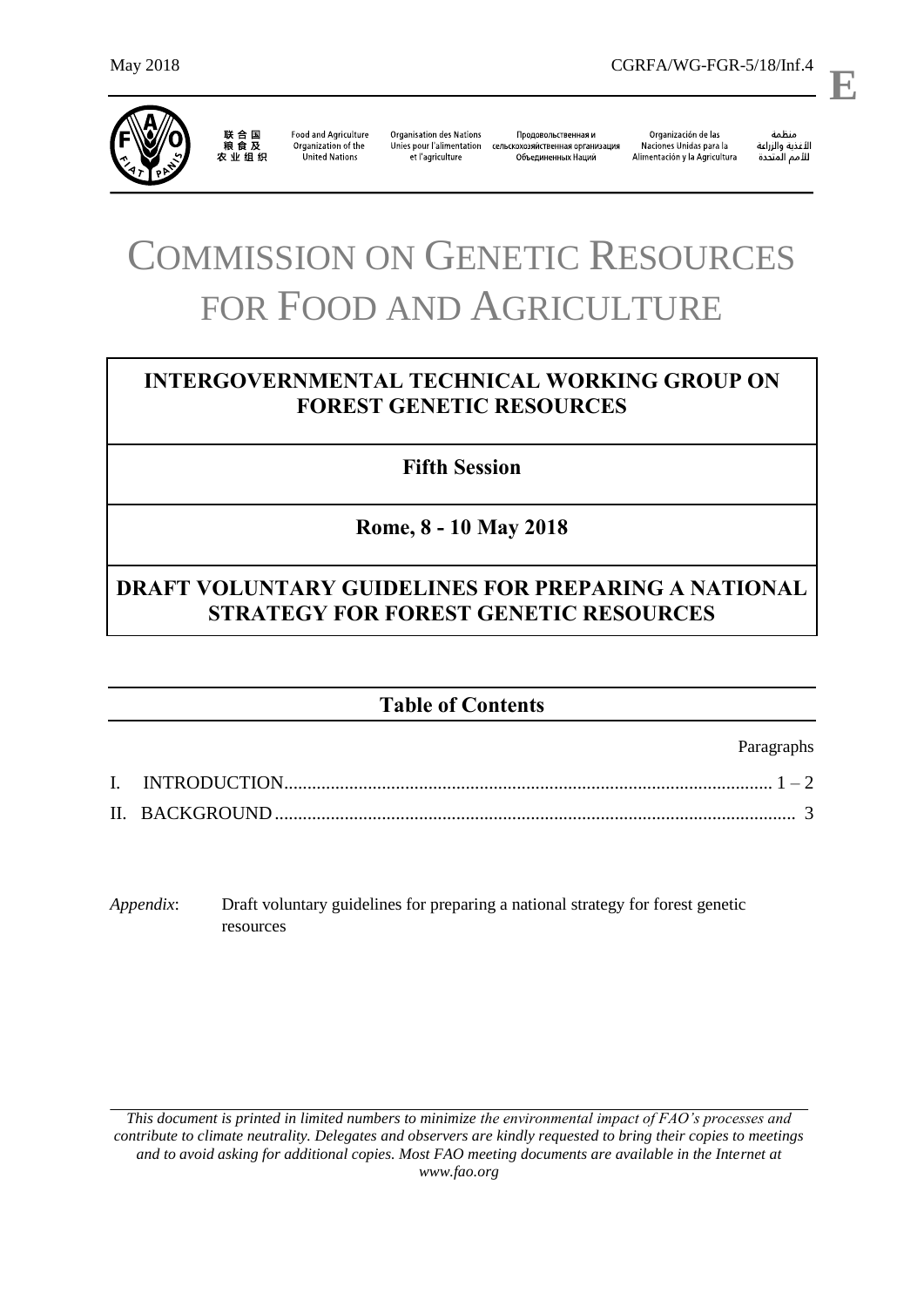May 2018 CGRFA/WG-FGR-5/18/Inf.4

**E**

联合国粮食及农业组织 | Food and Agriculture Organization of the United Nations | Organisation des Nations Unies pour l'alimentation et l'agriculture | Продовольственная и сельскохозяйственная организация Объединенных Наций | Organización de las Naciones Unidas para la Alimentación y la Agricultura | منظمة الأغذية والزراعة للأمم المتحدة

# COMMISSION ON GENETIC RESOURCES FOR FOOD AND AGRICULTURE

## INTERGOVERNMENTAL TECHNICAL WORKING GROUP ON FOREST GENETIC RESOURCES

## Fifth Session

## Rome, 8 - 10 May 2018

## DRAFT VOLUNTARY GUIDELINES FOR PREPARING A NATIONAL STRATEGY FOR FOREST GENETIC RESOURCES

## Table of Contents

| | Paragraphs |
|---|---|
| I. INTRODUCTION | 1 – 2 |
| II. BACKGROUND | 3 |

*Appendix*: Draft voluntary guidelines for preparing a national strategy for forest genetic resources

*This document is printed in limited numbers to minimize the environmental impact of FAO's processes and contribute to climate neutrality. Delegates and observers are kindly requested to bring their copies to meetings and to avoid asking for additional copies. Most FAO meeting documents are available in the Internet at www.fao.org*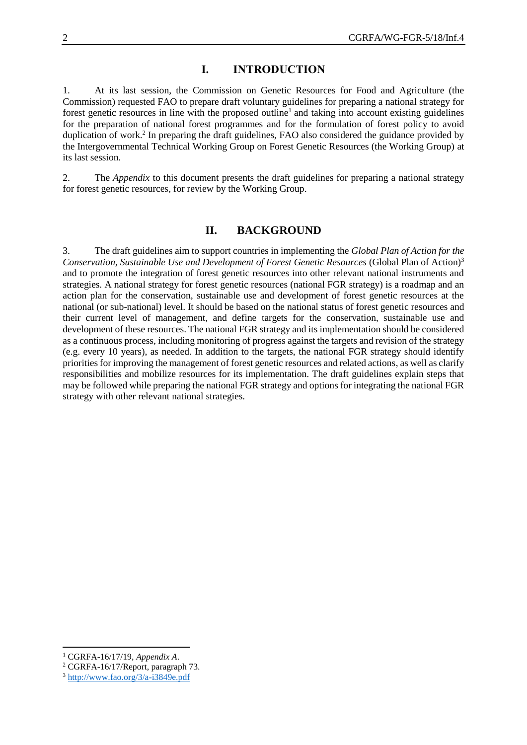## I. INTRODUCTION

1. At its last session, the Commission on Genetic Resources for Food and Agriculture (the Commission) requested FAO to prepare draft voluntary guidelines for preparing a national strategy for forest genetic resources in line with the proposed outline[1] and taking into account existing guidelines for the preparation of national forest programmes and for the formulation of forest policy to avoid duplication of work.[2] In preparing the draft guidelines, FAO also considered the guidance provided by the Intergovernmental Technical Working Group on Forest Genetic Resources (the Working Group) at its last session.

2. The *Appendix* to this document presents the draft guidelines for preparing a national strategy for forest genetic resources, for review by the Working Group.

## II. BACKGROUND

3. The draft guidelines aim to support countries in implementing the *Global Plan of Action for the Conservation, Sustainable Use and Development of Forest Genetic Resources* (Global Plan of Action)[3] and to promote the integration of forest genetic resources into other relevant national instruments and strategies. A national strategy for forest genetic resources (national FGR strategy) is a roadmap and an action plan for the conservation, sustainable use and development of forest genetic resources at the national (or sub-national) level. It should be based on the national status of forest genetic resources and their current level of management, and define targets for the conservation, sustainable use and development of these resources. The national FGR strategy and its implementation should be considered as a continuous process, including monitoring of progress against the targets and revision of the strategy (e.g. every 10 years), as needed. In addition to the targets, the national FGR strategy should identify priorities for improving the management of forest genetic resources and related actions, as well as clarify responsibilities and mobilize resources for its implementation. The draft guidelines explain steps that may be followed while preparing the national FGR strategy and options for integrating the national FGR strategy with other relevant national strategies.

---

[1] CGRFA-16/17/19, *Appendix A*.

[2] CGRFA-16/17/Report, paragraph 73.

[3] http://www.fao.org/3/a-i3849e.pdf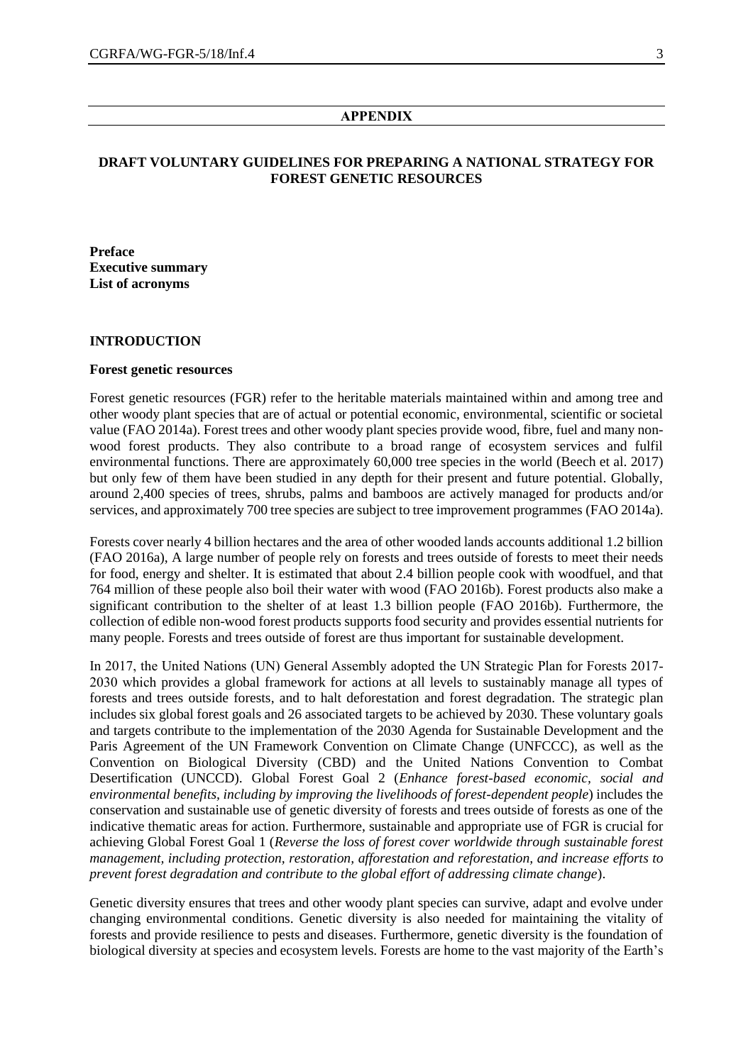## APPENDIX

# DRAFT VOLUNTARY GUIDELINES FOR PREPARING A NATIONAL STRATEGY FOR FOREST GENETIC RESOURCES

**Preface**
**Executive summary**
**List of acronyms**

## INTRODUCTION

### Forest genetic resources

Forest genetic resources (FGR) refer to the heritable materials maintained within and among tree and other woody plant species that are of actual or potential economic, environmental, scientific or societal value (FAO 2014a). Forest trees and other woody plant species provide wood, fibre, fuel and many non-wood forest products. They also contribute to a broad range of ecosystem services and fulfil environmental functions. There are approximately 60,000 tree species in the world (Beech et al. 2017) but only few of them have been studied in any depth for their present and future potential. Globally, around 2,400 species of trees, shrubs, palms and bamboos are actively managed for products and/or services, and approximately 700 tree species are subject to tree improvement programmes (FAO 2014a).

Forests cover nearly 4 billion hectares and the area of other wooded lands accounts additional 1.2 billion (FAO 2016a), A large number of people rely on forests and trees outside of forests to meet their needs for food, energy and shelter. It is estimated that about 2.4 billion people cook with woodfuel, and that 764 million of these people also boil their water with wood (FAO 2016b). Forest products also make a significant contribution to the shelter of at least 1.3 billion people (FAO 2016b). Furthermore, the collection of edible non-wood forest products supports food security and provides essential nutrients for many people. Forests and trees outside of forest are thus important for sustainable development.

In 2017, the United Nations (UN) General Assembly adopted the UN Strategic Plan for Forests 2017-2030 which provides a global framework for actions at all levels to sustainably manage all types of forests and trees outside forests, and to halt deforestation and forest degradation. The strategic plan includes six global forest goals and 26 associated targets to be achieved by 2030. These voluntary goals and targets contribute to the implementation of the 2030 Agenda for Sustainable Development and the Paris Agreement of the UN Framework Convention on Climate Change (UNFCCC), as well as the Convention on Biological Diversity (CBD) and the United Nations Convention to Combat Desertification (UNCCD). Global Forest Goal 2 (*Enhance forest-based economic, social and environmental benefits, including by improving the livelihoods of forest-dependent people*) includes the conservation and sustainable use of genetic diversity of forests and trees outside of forests as one of the indicative thematic areas for action. Furthermore, sustainable and appropriate use of FGR is crucial for achieving Global Forest Goal 1 (*Reverse the loss of forest cover worldwide through sustainable forest management, including protection, restoration, afforestation and reforestation, and increase efforts to prevent forest degradation and contribute to the global effort of addressing climate change*).

Genetic diversity ensures that trees and other woody plant species can survive, adapt and evolve under changing environmental conditions. Genetic diversity is also needed for maintaining the vitality of forests and provide resilience to pests and diseases. Furthermore, genetic diversity is the foundation of biological diversity at species and ecosystem levels. Forests are home to the vast majority of the Earth's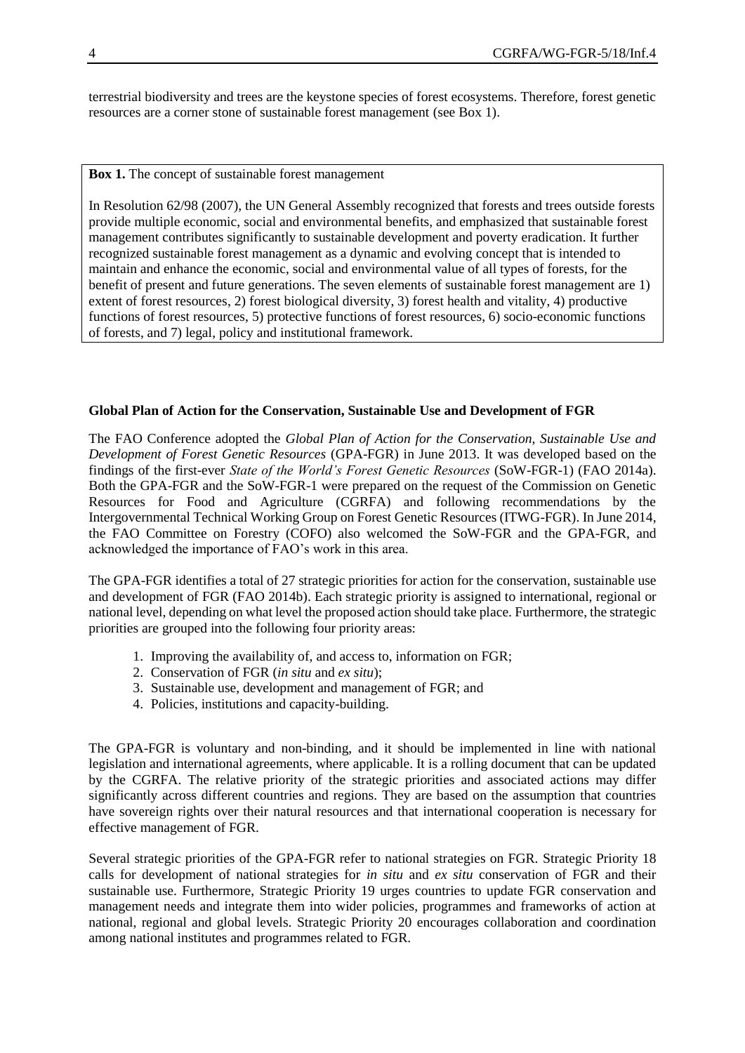terrestrial biodiversity and trees are the keystone species of forest ecosystems. Therefore, forest genetic resources are a corner stone of sustainable forest management (see Box 1).

> **Box 1.** The concept of sustainable forest management
>
> In Resolution 62/98 (2007), the UN General Assembly recognized that forests and trees outside forests provide multiple economic, social and environmental benefits, and emphasized that sustainable forest management contributes significantly to sustainable development and poverty eradication. It further recognized sustainable forest management as a dynamic and evolving concept that is intended to maintain and enhance the economic, social and environmental value of all types of forests, for the benefit of present and future generations. The seven elements of sustainable forest management are 1) extent of forest resources, 2) forest biological diversity, 3) forest health and vitality, 4) productive functions of forest resources, 5) protective functions of forest resources, 6) socio-economic functions of forests, and 7) legal, policy and institutional framework.

**Global Plan of Action for the Conservation, Sustainable Use and Development of FGR**

The FAO Conference adopted the *Global Plan of Action for the Conservation, Sustainable Use and Development of Forest Genetic Resources* (GPA-FGR) in June 2013. It was developed based on the findings of the first-ever *State of the World's Forest Genetic Resources* (SoW-FGR-1) (FAO 2014a). Both the GPA-FGR and the SoW-FGR-1 were prepared on the request of the Commission on Genetic Resources for Food and Agriculture (CGRFA) and following recommendations by the Intergovernmental Technical Working Group on Forest Genetic Resources (ITWG-FGR). In June 2014, the FAO Committee on Forestry (COFO) also welcomed the SoW-FGR and the GPA-FGR, and acknowledged the importance of FAO's work in this area.

The GPA-FGR identifies a total of 27 strategic priorities for action for the conservation, sustainable use and development of FGR (FAO 2014b). Each strategic priority is assigned to international, regional or national level, depending on what level the proposed action should take place. Furthermore, the strategic priorities are grouped into the following four priority areas:

1. Improving the availability of, and access to, information on FGR;
2. Conservation of FGR (*in situ* and *ex situ*);
3. Sustainable use, development and management of FGR; and
4. Policies, institutions and capacity-building.

The GPA-FGR is voluntary and non-binding, and it should be implemented in line with national legislation and international agreements, where applicable. It is a rolling document that can be updated by the CGRFA. The relative priority of the strategic priorities and associated actions may differ significantly across different countries and regions. They are based on the assumption that countries have sovereign rights over their natural resources and that international cooperation is necessary for effective management of FGR.

Several strategic priorities of the GPA-FGR refer to national strategies on FGR. Strategic Priority 18 calls for development of national strategies for *in situ* and *ex situ* conservation of FGR and their sustainable use. Furthermore, Strategic Priority 19 urges countries to update FGR conservation and management needs and integrate them into wider policies, programmes and frameworks of action at national, regional and global levels. Strategic Priority 20 encourages collaboration and coordination among national institutes and programmes related to FGR.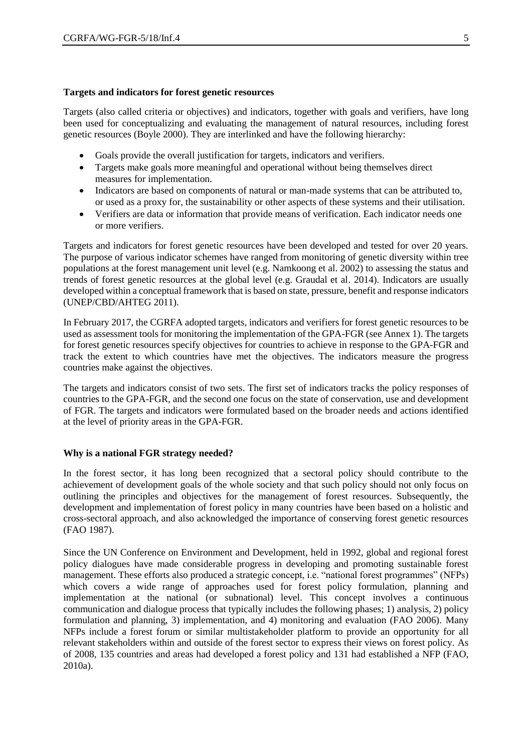**Targets and indicators for forest genetic resources**

Targets (also called criteria or objectives) and indicators, together with goals and verifiers, have long been used for conceptualizing and evaluating the management of natural resources, including forest genetic resources (Boyle 2000). They are interlinked and have the following hierarchy:

- Goals provide the overall justification for targets, indicators and verifiers.
- Targets make goals more meaningful and operational without being themselves direct measures for implementation.
- Indicators are based on components of natural or man-made systems that can be attributed to, or used as a proxy for, the sustainability or other aspects of these systems and their utilisation.
- Verifiers are data or information that provide means of verification. Each indicator needs one or more verifiers.

Targets and indicators for forest genetic resources have been developed and tested for over 20 years. The purpose of various indicator schemes have ranged from monitoring of genetic diversity within tree populations at the forest management unit level (e.g. Namkoong et al. 2002) to assessing the status and trends of forest genetic resources at the global level (e.g. Graudal et al. 2014). Indicators are usually developed within a conceptual framework that is based on state, pressure, benefit and response indicators (UNEP/CBD/AHTEG 2011).

In February 2017, the CGRFA adopted targets, indicators and verifiers for forest genetic resources to be used as assessment tools for monitoring the implementation of the GPA-FGR (see Annex 1). The targets for forest genetic resources specify objectives for countries to achieve in response to the GPA-FGR and track the extent to which countries have met the objectives. The indicators measure the progress countries make against the objectives.

The targets and indicators consist of two sets. The first set of indicators tracks the policy responses of countries to the GPA-FGR, and the second one focus on the state of conservation, use and development of FGR. The targets and indicators were formulated based on the broader needs and actions identified at the level of priority areas in the GPA-FGR.

**Why is a national FGR strategy needed?**

In the forest sector, it has long been recognized that a sectoral policy should contribute to the achievement of development goals of the whole society and that such policy should not only focus on outlining the principles and objectives for the management of forest resources. Subsequently, the development and implementation of forest policy in many countries have been based on a holistic and cross-sectoral approach, and also acknowledged the importance of conserving forest genetic resources (FAO 1987).

Since the UN Conference on Environment and Development, held in 1992, global and regional forest policy dialogues have made considerable progress in developing and promoting sustainable forest management. These efforts also produced a strategic concept, i.e. "national forest programmes" (NFPs) which covers a wide range of approaches used for forest policy formulation, planning and implementation at the national (or subnational) level. This concept involves a continuous communication and dialogue process that typically includes the following phases; 1) analysis, 2) policy formulation and planning, 3) implementation, and 4) monitoring and evaluation (FAO 2006). Many NFPs include a forest forum or similar multistakeholder platform to provide an opportunity for all relevant stakeholders within and outside of the forest sector to express their views on forest policy. As of 2008, 135 countries and areas had developed a forest policy and 131 had established a NFP (FAO, 2010a).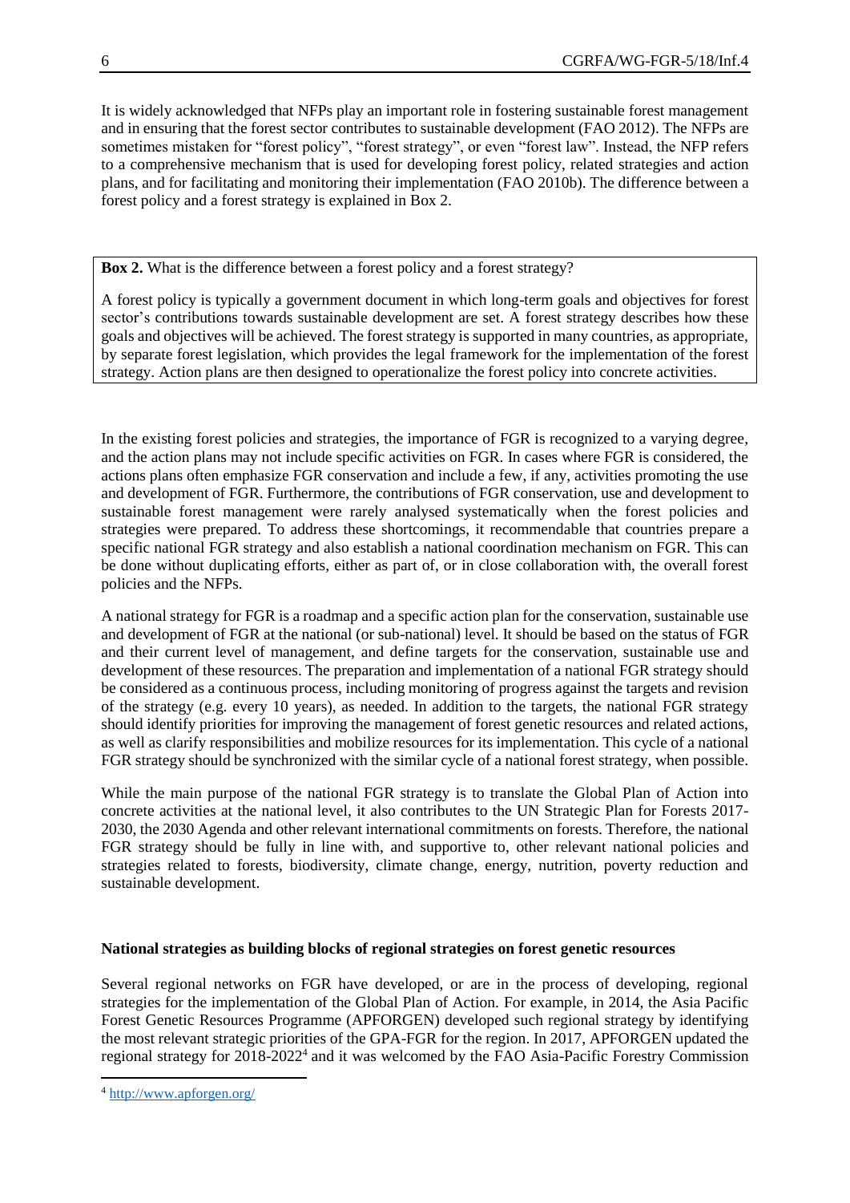It is widely acknowledged that NFPs play an important role in fostering sustainable forest management and in ensuring that the forest sector contributes to sustainable development (FAO 2012). The NFPs are sometimes mistaken for "forest policy", "forest strategy", or even "forest law". Instead, the NFP refers to a comprehensive mechanism that is used for developing forest policy, related strategies and action plans, and for facilitating and monitoring their implementation (FAO 2010b). The difference between a forest policy and a forest strategy is explained in Box 2.

> **Box 2.** What is the difference between a forest policy and a forest strategy?
>
> A forest policy is typically a government document in which long-term goals and objectives for forest sector's contributions towards sustainable development are set. A forest strategy describes how these goals and objectives will be achieved. The forest strategy is supported in many countries, as appropriate, by separate forest legislation, which provides the legal framework for the implementation of the forest strategy. Action plans are then designed to operationalize the forest policy into concrete activities.

In the existing forest policies and strategies, the importance of FGR is recognized to a varying degree, and the action plans may not include specific activities on FGR. In cases where FGR is considered, the actions plans often emphasize FGR conservation and include a few, if any, activities promoting the use and development of FGR. Furthermore, the contributions of FGR conservation, use and development to sustainable forest management were rarely analysed systematically when the forest policies and strategies were prepared. To address these shortcomings, it recommendable that countries prepare a specific national FGR strategy and also establish a national coordination mechanism on FGR. This can be done without duplicating efforts, either as part of, or in close collaboration with, the overall forest policies and the NFPs.

A national strategy for FGR is a roadmap and a specific action plan for the conservation, sustainable use and development of FGR at the national (or sub-national) level. It should be based on the status of FGR and their current level of management, and define targets for the conservation, sustainable use and development of these resources. The preparation and implementation of a national FGR strategy should be considered as a continuous process, including monitoring of progress against the targets and revision of the strategy (e.g. every 10 years), as needed. In addition to the targets, the national FGR strategy should identify priorities for improving the management of forest genetic resources and related actions, as well as clarify responsibilities and mobilize resources for its implementation. This cycle of a national FGR strategy should be synchronized with the similar cycle of a national forest strategy, when possible.

While the main purpose of the national FGR strategy is to translate the Global Plan of Action into concrete activities at the national level, it also contributes to the UN Strategic Plan for Forests 2017-2030, the 2030 Agenda and other relevant international commitments on forests. Therefore, the national FGR strategy should be fully in line with, and supportive to, other relevant national policies and strategies related to forests, biodiversity, climate change, energy, nutrition, poverty reduction and sustainable development.

**National strategies as building blocks of regional strategies on forest genetic resources**

Several regional networks on FGR have developed, or are in the process of developing, regional strategies for the implementation of the Global Plan of Action. For example, in 2014, the Asia Pacific Forest Genetic Resources Programme (APFORGEN) developed such regional strategy by identifying the most relevant strategic priorities of the GPA-FGR for the region. In 2017, APFORGEN updated the regional strategy for 2018-2022[4] and it was welcomed by the FAO Asia-Pacific Forestry Commission

[4] http://www.apforgen.org/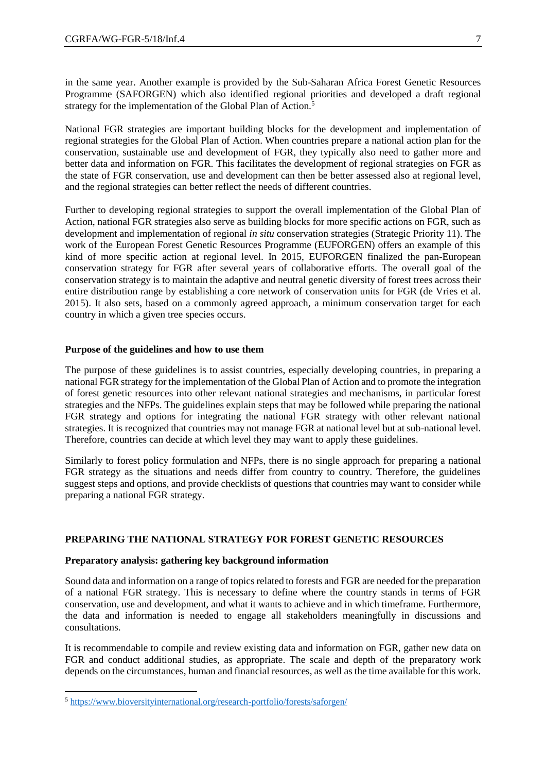in the same year. Another example is provided by the Sub-Saharan Africa Forest Genetic Resources Programme (SAFORGEN) which also identified regional priorities and developed a draft regional strategy for the implementation of the Global Plan of Action.[5]

National FGR strategies are important building blocks for the development and implementation of regional strategies for the Global Plan of Action. When countries prepare a national action plan for the conservation, sustainable use and development of FGR, they typically also need to gather more and better data and information on FGR. This facilitates the development of regional strategies on FGR as the state of FGR conservation, use and development can then be better assessed also at regional level, and the regional strategies can better reflect the needs of different countries.

Further to developing regional strategies to support the overall implementation of the Global Plan of Action, national FGR strategies also serve as building blocks for more specific actions on FGR, such as development and implementation of regional *in situ* conservation strategies (Strategic Priority 11). The work of the European Forest Genetic Resources Programme (EUFORGEN) offers an example of this kind of more specific action at regional level. In 2015, EUFORGEN finalized the pan-European conservation strategy for FGR after several years of collaborative efforts. The overall goal of the conservation strategy is to maintain the adaptive and neutral genetic diversity of forest trees across their entire distribution range by establishing a core network of conservation units for FGR (de Vries et al. 2015). It also sets, based on a commonly agreed approach, a minimum conservation target for each country in which a given tree species occurs.

### Purpose of the guidelines and how to use them

The purpose of these guidelines is to assist countries, especially developing countries, in preparing a national FGR strategy for the implementation of the Global Plan of Action and to promote the integration of forest genetic resources into other relevant national strategies and mechanisms, in particular forest strategies and the NFPs. The guidelines explain steps that may be followed while preparing the national FGR strategy and options for integrating the national FGR strategy with other relevant national strategies. It is recognized that countries may not manage FGR at national level but at sub-national level. Therefore, countries can decide at which level they may want to apply these guidelines.

Similarly to forest policy formulation and NFPs, there is no single approach for preparing a national FGR strategy as the situations and needs differ from country to country. Therefore, the guidelines suggest steps and options, and provide checklists of questions that countries may want to consider while preparing a national FGR strategy.

## PREPARING THE NATIONAL STRATEGY FOR FOREST GENETIC RESOURCES

### Preparatory analysis: gathering key background information

Sound data and information on a range of topics related to forests and FGR are needed for the preparation of a national FGR strategy. This is necessary to define where the country stands in terms of FGR conservation, use and development, and what it wants to achieve and in which timeframe. Furthermore, the data and information is needed to engage all stakeholders meaningfully in discussions and consultations.

It is recommendable to compile and review existing data and information on FGR, gather new data on FGR and conduct additional studies, as appropriate. The scale and depth of the preparatory work depends on the circumstances, human and financial resources, as well as the time available for this work.

---

[5] https://www.bioversityinternational.org/research-portfolio/forests/saforgen/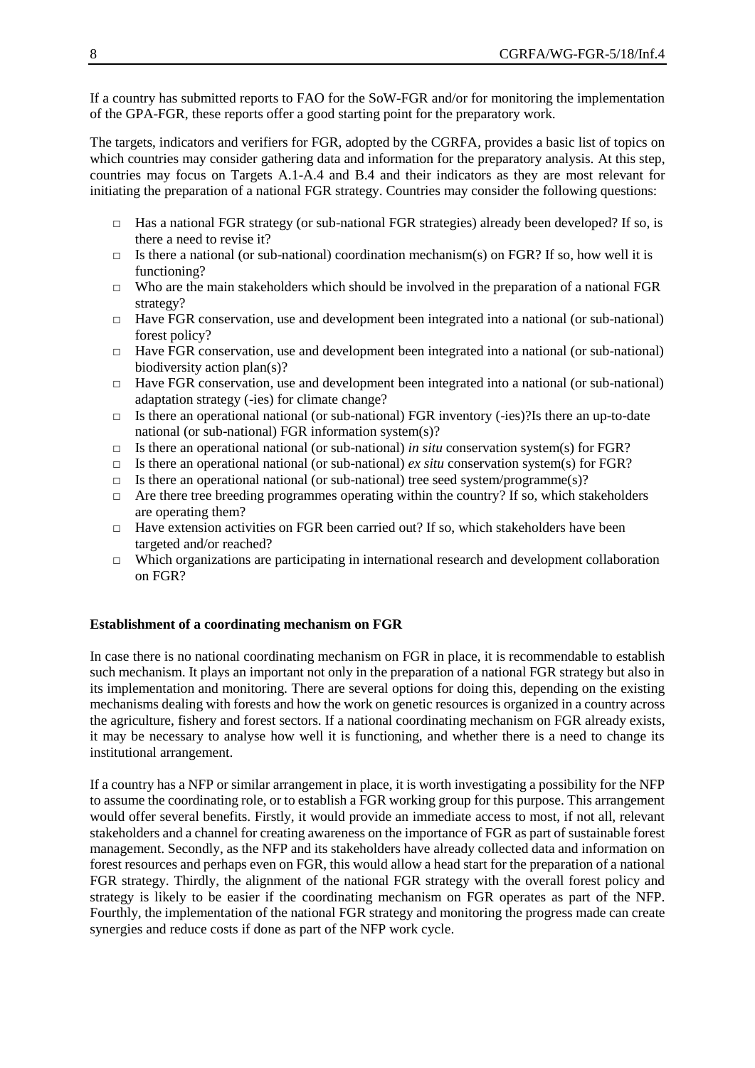If a country has submitted reports to FAO for the SoW-FGR and/or for monitoring the implementation of the GPA-FGR, these reports offer a good starting point for the preparatory work.

The targets, indicators and verifiers for FGR, adopted by the CGRFA, provides a basic list of topics on which countries may consider gathering data and information for the preparatory analysis. At this step, countries may focus on Targets A.1-A.4 and B.4 and their indicators as they are most relevant for initiating the preparation of a national FGR strategy. Countries may consider the following questions:

- Has a national FGR strategy (or sub-national FGR strategies) already been developed? If so, is there a need to revise it?
- Is there a national (or sub-national) coordination mechanism(s) on FGR? If so, how well it is functioning?
- Who are the main stakeholders which should be involved in the preparation of a national FGR strategy?
- Have FGR conservation, use and development been integrated into a national (or sub-national) forest policy?
- Have FGR conservation, use and development been integrated into a national (or sub-national) biodiversity action plan(s)?
- Have FGR conservation, use and development been integrated into a national (or sub-national) adaptation strategy (-ies) for climate change?
- Is there an operational national (or sub-national) FGR inventory (-ies)?Is there an up-to-date national (or sub-national) FGR information system(s)?
- Is there an operational national (or sub-national) *in situ* conservation system(s) for FGR?
- Is there an operational national (or sub-national) *ex situ* conservation system(s) for FGR?
- Is there an operational national (or sub-national) tree seed system/programme(s)?
- Are there tree breeding programmes operating within the country? If so, which stakeholders are operating them?
- Have extension activities on FGR been carried out? If so, which stakeholders have been targeted and/or reached?
- Which organizations are participating in international research and development collaboration on FGR?

**Establishment of a coordinating mechanism on FGR**

In case there is no national coordinating mechanism on FGR in place, it is recommendable to establish such mechanism. It plays an important not only in the preparation of a national FGR strategy but also in its implementation and monitoring. There are several options for doing this, depending on the existing mechanisms dealing with forests and how the work on genetic resources is organized in a country across the agriculture, fishery and forest sectors. If a national coordinating mechanism on FGR already exists, it may be necessary to analyse how well it is functioning, and whether there is a need to change its institutional arrangement.

If a country has a NFP or similar arrangement in place, it is worth investigating a possibility for the NFP to assume the coordinating role, or to establish a FGR working group for this purpose. This arrangement would offer several benefits. Firstly, it would provide an immediate access to most, if not all, relevant stakeholders and a channel for creating awareness on the importance of FGR as part of sustainable forest management. Secondly, as the NFP and its stakeholders have already collected data and information on forest resources and perhaps even on FGR, this would allow a head start for the preparation of a national FGR strategy. Thirdly, the alignment of the national FGR strategy with the overall forest policy and strategy is likely to be easier if the coordinating mechanism on FGR operates as part of the NFP. Fourthly, the implementation of the national FGR strategy and monitoring the progress made can create synergies and reduce costs if done as part of the NFP work cycle.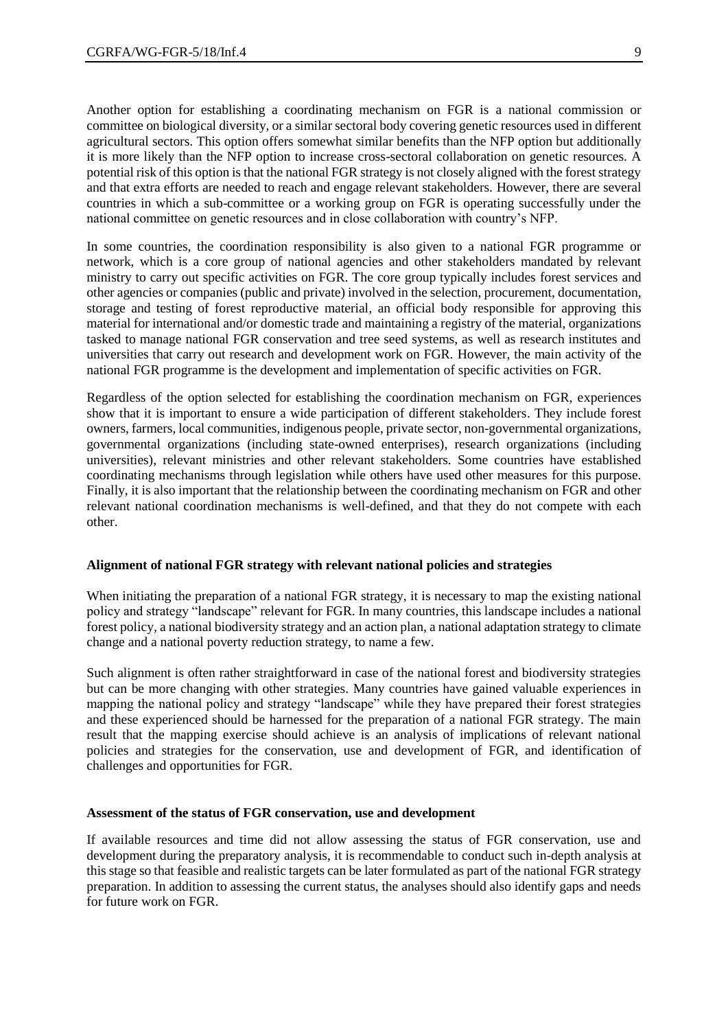Another option for establishing a coordinating mechanism on FGR is a national commission or committee on biological diversity, or a similar sectoral body covering genetic resources used in different agricultural sectors. This option offers somewhat similar benefits than the NFP option but additionally it is more likely than the NFP option to increase cross-sectoral collaboration on genetic resources. A potential risk of this option is that the national FGR strategy is not closely aligned with the forest strategy and that extra efforts are needed to reach and engage relevant stakeholders. However, there are several countries in which a sub-committee or a working group on FGR is operating successfully under the national committee on genetic resources and in close collaboration with country's NFP.

In some countries, the coordination responsibility is also given to a national FGR programme or network, which is a core group of national agencies and other stakeholders mandated by relevant ministry to carry out specific activities on FGR. The core group typically includes forest services and other agencies or companies (public and private) involved in the selection, procurement, documentation, storage and testing of forest reproductive material, an official body responsible for approving this material for international and/or domestic trade and maintaining a registry of the material, organizations tasked to manage national FGR conservation and tree seed systems, as well as research institutes and universities that carry out research and development work on FGR. However, the main activity of the national FGR programme is the development and implementation of specific activities on FGR.

Regardless of the option selected for establishing the coordination mechanism on FGR, experiences show that it is important to ensure a wide participation of different stakeholders. They include forest owners, farmers, local communities, indigenous people, private sector, non-governmental organizations, governmental organizations (including state-owned enterprises), research organizations (including universities), relevant ministries and other relevant stakeholders. Some countries have established coordinating mechanisms through legislation while others have used other measures for this purpose. Finally, it is also important that the relationship between the coordinating mechanism on FGR and other relevant national coordination mechanisms is well-defined, and that they do not compete with each other.

**Alignment of national FGR strategy with relevant national policies and strategies**

When initiating the preparation of a national FGR strategy, it is necessary to map the existing national policy and strategy "landscape" relevant for FGR. In many countries, this landscape includes a national forest policy, a national biodiversity strategy and an action plan, a national adaptation strategy to climate change and a national poverty reduction strategy, to name a few.

Such alignment is often rather straightforward in case of the national forest and biodiversity strategies but can be more changing with other strategies. Many countries have gained valuable experiences in mapping the national policy and strategy "landscape" while they have prepared their forest strategies and these experienced should be harnessed for the preparation of a national FGR strategy. The main result that the mapping exercise should achieve is an analysis of implications of relevant national policies and strategies for the conservation, use and development of FGR, and identification of challenges and opportunities for FGR.

**Assessment of the status of FGR conservation, use and development**

If available resources and time did not allow assessing the status of FGR conservation, use and development during the preparatory analysis, it is recommendable to conduct such in-depth analysis at this stage so that feasible and realistic targets can be later formulated as part of the national FGR strategy preparation. In addition to assessing the current status, the analyses should also identify gaps and needs for future work on FGR.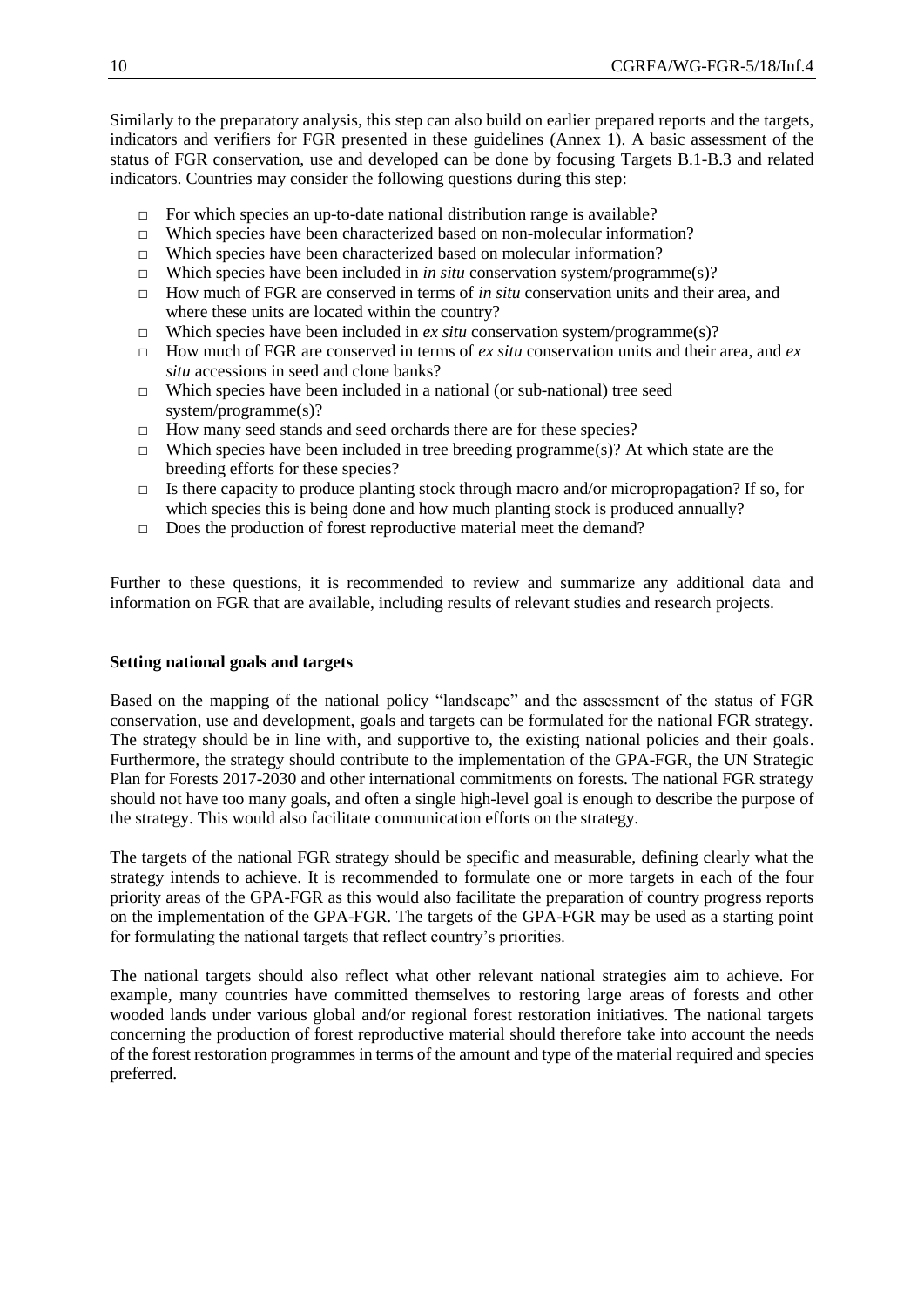Similarly to the preparatory analysis, this step can also build on earlier prepared reports and the targets, indicators and verifiers for FGR presented in these guidelines (Annex 1). A basic assessment of the status of FGR conservation, use and developed can be done by focusing Targets B.1-B.3 and related indicators. Countries may consider the following questions during this step:

- For which species an up-to-date national distribution range is available?
- Which species have been characterized based on non-molecular information?
- Which species have been characterized based on molecular information?
- Which species have been included in *in situ* conservation system/programme(s)?
- How much of FGR are conserved in terms of *in situ* conservation units and their area, and where these units are located within the country?
- Which species have been included in *ex situ* conservation system/programme(s)?
- How much of FGR are conserved in terms of *ex situ* conservation units and their area, and *ex situ* accessions in seed and clone banks?
- Which species have been included in a national (or sub-national) tree seed system/programme(s)?
- How many seed stands and seed orchards there are for these species?
- Which species have been included in tree breeding programme(s)? At which state are the breeding efforts for these species?
- Is there capacity to produce planting stock through macro and/or micropropagation? If so, for which species this is being done and how much planting stock is produced annually?
- Does the production of forest reproductive material meet the demand?

Further to these questions, it is recommended to review and summarize any additional data and information on FGR that are available, including results of relevant studies and research projects.

**Setting national goals and targets**

Based on the mapping of the national policy "landscape" and the assessment of the status of FGR conservation, use and development, goals and targets can be formulated for the national FGR strategy. The strategy should be in line with, and supportive to, the existing national policies and their goals. Furthermore, the strategy should contribute to the implementation of the GPA-FGR, the UN Strategic Plan for Forests 2017-2030 and other international commitments on forests. The national FGR strategy should not have too many goals, and often a single high-level goal is enough to describe the purpose of the strategy. This would also facilitate communication efforts on the strategy.

The targets of the national FGR strategy should be specific and measurable, defining clearly what the strategy intends to achieve. It is recommended to formulate one or more targets in each of the four priority areas of the GPA-FGR as this would also facilitate the preparation of country progress reports on the implementation of the GPA-FGR. The targets of the GPA-FGR may be used as a starting point for formulating the national targets that reflect country's priorities.

The national targets should also reflect what other relevant national strategies aim to achieve. For example, many countries have committed themselves to restoring large areas of forests and other wooded lands under various global and/or regional forest restoration initiatives. The national targets concerning the production of forest reproductive material should therefore take into account the needs of the forest restoration programmes in terms of the amount and type of the material required and species preferred.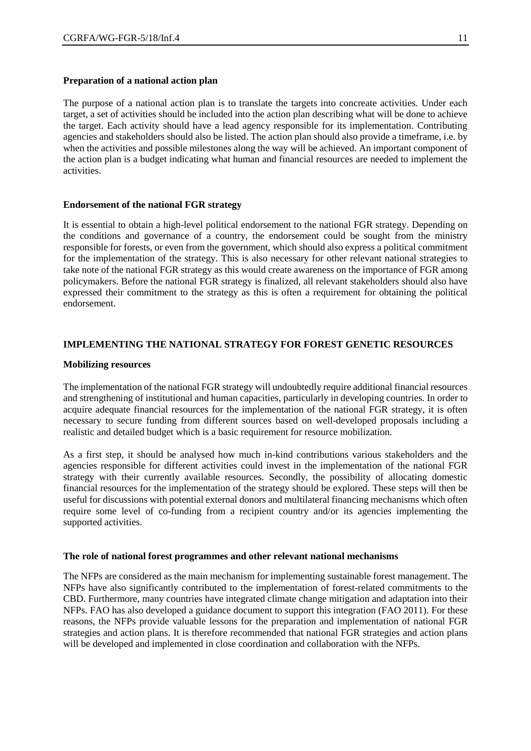### Preparation of a national action plan

The purpose of a national action plan is to translate the targets into concreate activities. Under each target, a set of activities should be included into the action plan describing what will be done to achieve the target. Each activity should have a lead agency responsible for its implementation. Contributing agencies and stakeholders should also be listed. The action plan should also provide a timeframe, i.e. by when the activities and possible milestones along the way will be achieved. An important component of the action plan is a budget indicating what human and financial resources are needed to implement the activities.

### Endorsement of the national FGR strategy

It is essential to obtain a high-level political endorsement to the national FGR strategy. Depending on the conditions and governance of a country, the endorsement could be sought from the ministry responsible for forests, or even from the government, which should also express a political commitment for the implementation of the strategy. This is also necessary for other relevant national strategies to take note of the national FGR strategy as this would create awareness on the importance of FGR among policymakers. Before the national FGR strategy is finalized, all relevant stakeholders should also have expressed their commitment to the strategy as this is often a requirement for obtaining the political endorsement.

## IMPLEMENTING THE NATIONAL STRATEGY FOR FOREST GENETIC RESOURCES

### Mobilizing resources

The implementation of the national FGR strategy will undoubtedly require additional financial resources and strengthening of institutional and human capacities, particularly in developing countries. In order to acquire adequate financial resources for the implementation of the national FGR strategy, it is often necessary to secure funding from different sources based on well-developed proposals including a realistic and detailed budget which is a basic requirement for resource mobilization.

As a first step, it should be analysed how much in-kind contributions various stakeholders and the agencies responsible for different activities could invest in the implementation of the national FGR strategy with their currently available resources. Secondly, the possibility of allocating domestic financial resources for the implementation of the strategy should be explored. These steps will then be useful for discussions with potential external donors and multilateral financing mechanisms which often require some level of co-funding from a recipient country and/or its agencies implementing the supported activities.

### The role of national forest programmes and other relevant national mechanisms

The NFPs are considered as the main mechanism for implementing sustainable forest management. The NFPs have also significantly contributed to the implementation of forest-related commitments to the CBD. Furthermore, many countries have integrated climate change mitigation and adaptation into their NFPs. FAO has also developed a guidance document to support this integration (FAO 2011). For these reasons, the NFPs provide valuable lessons for the preparation and implementation of national FGR strategies and action plans. It is therefore recommended that national FGR strategies and action plans will be developed and implemented in close coordination and collaboration with the NFPs.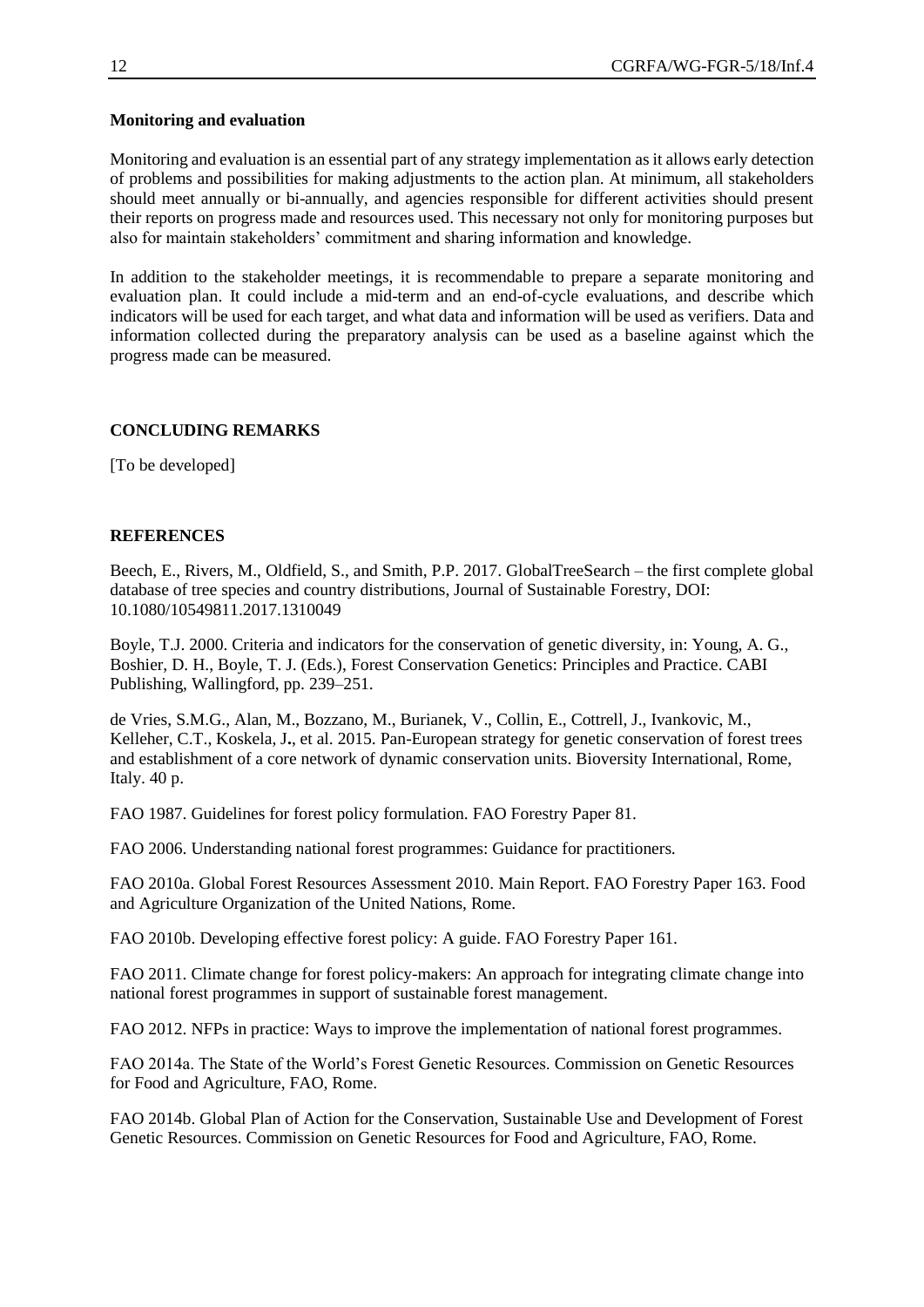**Monitoring and evaluation**

Monitoring and evaluation is an essential part of any strategy implementation as it allows early detection of problems and possibilities for making adjustments to the action plan. At minimum, all stakeholders should meet annually or bi-annually, and agencies responsible for different activities should present their reports on progress made and resources used. This necessary not only for monitoring purposes but also for maintain stakeholders' commitment and sharing information and knowledge.

In addition to the stakeholder meetings, it is recommendable to prepare a separate monitoring and evaluation plan. It could include a mid-term and an end-of-cycle evaluations, and describe which indicators will be used for each target, and what data and information will be used as verifiers. Data and information collected during the preparatory analysis can be used as a baseline against which the progress made can be measured.

## CONCLUDING REMARKS

[To be developed]

## REFERENCES

Beech, E., Rivers, M., Oldfield, S., and Smith, P.P. 2017. GlobalTreeSearch – the first complete global database of tree species and country distributions, Journal of Sustainable Forestry, DOI: 10.1080/10549811.2017.1310049

Boyle, T.J. 2000. Criteria and indicators for the conservation of genetic diversity, in: Young, A. G., Boshier, D. H., Boyle, T. J. (Eds.), Forest Conservation Genetics: Principles and Practice. CABI Publishing, Wallingford, pp. 239–251.

de Vries, S.M.G., Alan, M., Bozzano, M., Burianek, V., Collin, E., Cottrell, J., Ivankovic, M., Kelleher, C.T., Koskela, J., et al. 2015. Pan-European strategy for genetic conservation of forest trees and establishment of a core network of dynamic conservation units. Bioversity International, Rome, Italy. 40 p.

FAO 1987. Guidelines for forest policy formulation. FAO Forestry Paper 81.

FAO 2006. Understanding national forest programmes: Guidance for practitioners.

FAO 2010a. Global Forest Resources Assessment 2010. Main Report. FAO Forestry Paper 163. Food and Agriculture Organization of the United Nations, Rome.

FAO 2010b. Developing effective forest policy: A guide. FAO Forestry Paper 161.

FAO 2011. Climate change for forest policy-makers: An approach for integrating climate change into national forest programmes in support of sustainable forest management.

FAO 2012. NFPs in practice: Ways to improve the implementation of national forest programmes.

FAO 2014a. The State of the World's Forest Genetic Resources. Commission on Genetic Resources for Food and Agriculture, FAO, Rome.

FAO 2014b. Global Plan of Action for the Conservation, Sustainable Use and Development of Forest Genetic Resources. Commission on Genetic Resources for Food and Agriculture, FAO, Rome.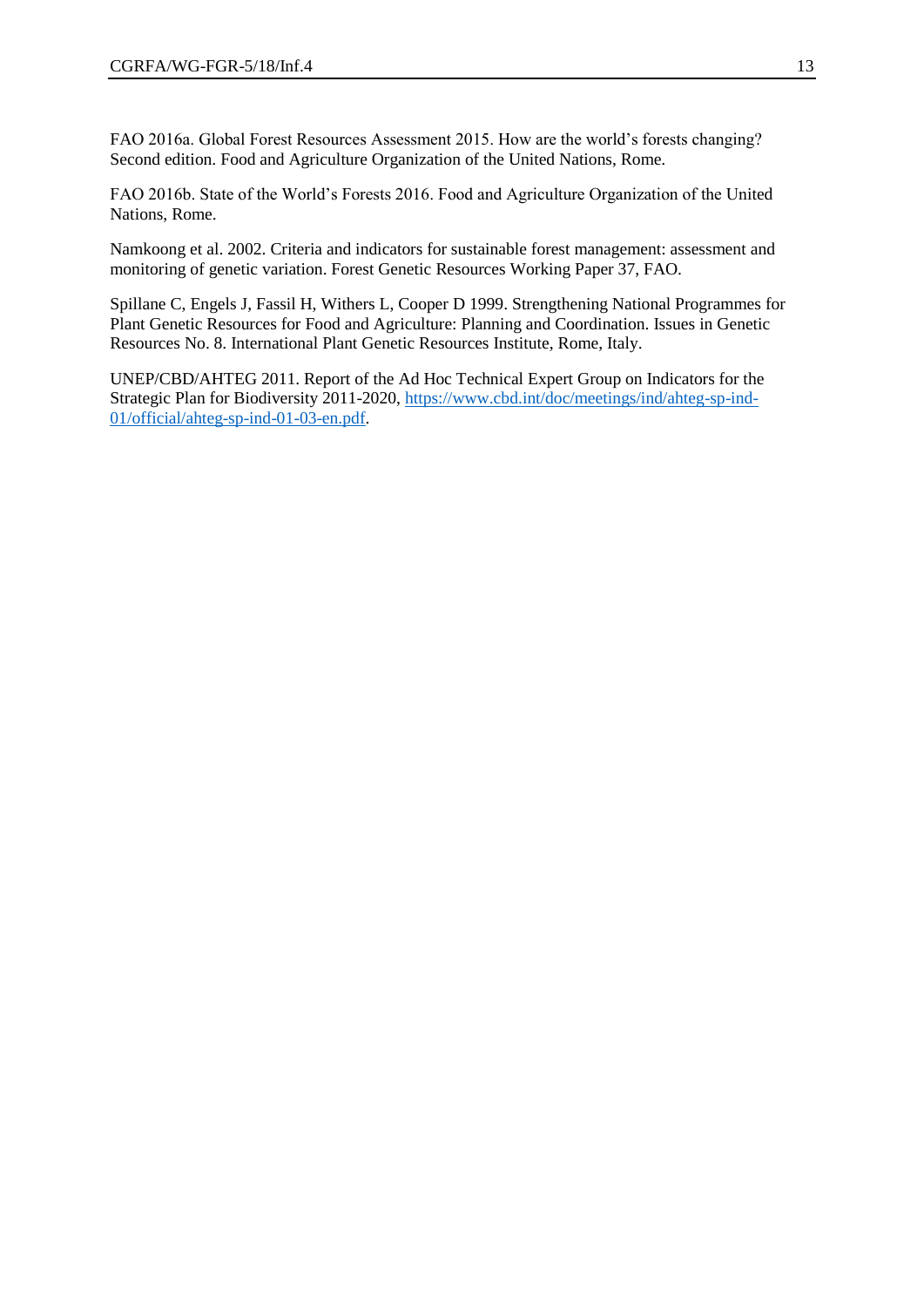FAO 2016a. Global Forest Resources Assessment 2015. How are the world's forests changing? Second edition. Food and Agriculture Organization of the United Nations, Rome.

FAO 2016b. State of the World's Forests 2016. Food and Agriculture Organization of the United Nations, Rome.

Namkoong et al. 2002. Criteria and indicators for sustainable forest management: assessment and monitoring of genetic variation. Forest Genetic Resources Working Paper 37, FAO.

Spillane C, Engels J, Fassil H, Withers L, Cooper D 1999. Strengthening National Programmes for Plant Genetic Resources for Food and Agriculture: Planning and Coordination. Issues in Genetic Resources No. 8. International Plant Genetic Resources Institute, Rome, Italy.

UNEP/CBD/AHTEG 2011. Report of the Ad Hoc Technical Expert Group on Indicators for the Strategic Plan for Biodiversity 2011-2020, https://www.cbd.int/doc/meetings/ind/ahteg-sp-ind-01/official/ahteg-sp-ind-01-03-en.pdf.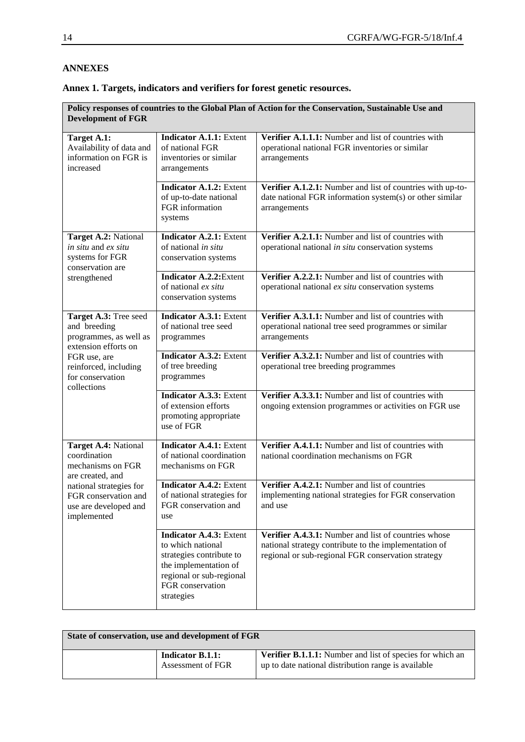## ANNEXES

### Annex 1. Targets, indicators and verifiers for forest genetic resources.

| **Policy responses of countries to the Global Plan of Action for the Conservation, Sustainable Use and Development of FGR** | | |
|---|---|---|
| **Target A.1:** Availability of data and information on FGR is increased | **Indicator A.1.1:** Extent of national FGR inventories or similar arrangements | **Verifier A.1.1.1:** Number and list of countries with operational national FGR inventories or similar arrangements |
| | **Indicator A.1.2:** Extent of up-to-date national FGR information systems | **Verifier A.1.2.1:** Number and list of countries with up-to-date national FGR information system(s) or other similar arrangements |
| **Target A.2:** National *in situ* and *ex situ* systems for FGR conservation are strengthened | **Indicator A.2.1:** Extent of national *in situ* conservation systems | **Verifier A.2.1.1:** Number and list of countries with operational national *in situ* conservation systems |
| | **Indicator A.2.2:**Extent of national *ex situ* conservation systems | **Verifier A.2.2.1:** Number and list of countries with operational national *ex situ* conservation systems |
| **Target A.3:** Tree seed and breeding programmes, as well as extension efforts on FGR use, are reinforced, including for conservation collections | **Indicator A.3.1:** Extent of national tree seed programmes | **Verifier A.3.1.1:** Number and list of countries with operational national tree seed programmes or similar arrangements |
| | **Indicator A.3.2:** Extent of tree breeding programmes | **Verifier A.3.2.1:** Number and list of countries with operational tree breeding programmes |
| | **Indicator A.3.3:** Extent of extension efforts promoting appropriate use of FGR | **Verifier A.3.3.1:** Number and list of countries with ongoing extension programmes or activities on FGR use |
| **Target A.4:** National coordination mechanisms on FGR are created, and national strategies for FGR conservation and use are developed and implemented | **Indicator A.4.1:** Extent of national coordination mechanisms on FGR | **Verifier A.4.1.1:** Number and list of countries with national coordination mechanisms on FGR |
| | **Indicator A.4.2:** Extent of national strategies for FGR conservation and use | **Verifier A.4.2.1:** Number and list of countries implementing national strategies for FGR conservation and use |
| | **Indicator A.4.3:** Extent to which national strategies contribute to the implementation of regional or sub-regional FGR conservation strategies | **Verifier A.4.3.1:** Number and list of countries whose national strategy contribute to the implementation of regional or sub-regional FGR conservation strategy |

| **State of conservation, use and development of FGR** | | |
|---|---|---|
| | **Indicator B.1.1:** Assessment of FGR | **Verifier B.1.1.1:** Number and list of species for which an up to date national distribution range is available |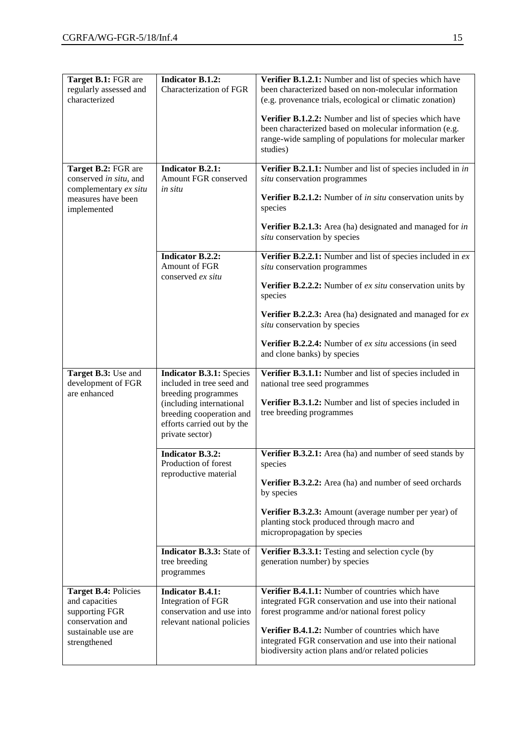| | | |
|---|---|---|
| **Target B.1:** FGR are regularly assessed and characterized | **Indicator B.1.2:** Characterization of FGR | **Verifier B.1.2.1:** Number and list of species which have been characterized based on non-molecular information (e.g. provenance trials, ecological or climatic zonation)<br><br>**Verifier B.1.2.2:** Number and list of species which have been characterized based on molecular information (e.g. range-wide sampling of populations for molecular marker studies) |
| **Target B.2:** FGR are conserved *in situ*, and complementary *ex situ* measures have been implemented | **Indicator B.2.1:** Amount FGR conserved *in situ* | **Verifier B.2.1.1:** Number and list of species included in *in situ* conservation programmes<br><br>**Verifier B.2.1.2:** Number of *in situ* conservation units by species<br><br>**Verifier B.2.1.3:** Area (ha) designated and managed for *in situ* conservation by species |
| | **Indicator B.2.2:** Amount of FGR conserved *ex situ* | **Verifier B.2.2.1:** Number and list of species included in *ex situ* conservation programmes<br><br>**Verifier B.2.2.2:** Number of *ex situ* conservation units by species<br><br>**Verifier B.2.2.3:** Area (ha) designated and managed for *ex situ* conservation by species<br><br>**Verifier B.2.2.4:** Number of *ex situ* accessions (in seed and clone banks) by species |
| **Target B.3:** Use and development of FGR are enhanced | **Indicator B.3.1:** Species included in tree seed and breeding programmes (including international breeding cooperation and efforts carried out by the private sector) | **Verifier B.3.1.1:** Number and list of species included in national tree seed programmes<br><br>**Verifier B.3.1.2:** Number and list of species included in tree breeding programmes |
| | **Indicator B.3.2:** Production of forest reproductive material | **Verifier B.3.2.1:** Area (ha) and number of seed stands by species<br><br>**Verifier B.3.2.2:** Area (ha) and number of seed orchards by species<br><br>**Verifier B.3.2.3:** Amount (average number per year) of planting stock produced through macro and micropropagation by species |
| | **Indicator B.3.3:** State of tree breeding programmes | **Verifier B.3.3.1:** Testing and selection cycle (by generation number) by species |
| **Target B.4:** Policies and capacities supporting FGR conservation and sustainable use are strengthened | **Indicator B.4.1:** Integration of FGR conservation and use into relevant national policies | **Verifier B.4.1.1:** Number of countries which have integrated FGR conservation and use into their national forest programme and/or national forest policy<br><br>**Verifier B.4.1.2:** Number of countries which have integrated FGR conservation and use into their national biodiversity action plans and/or related policies |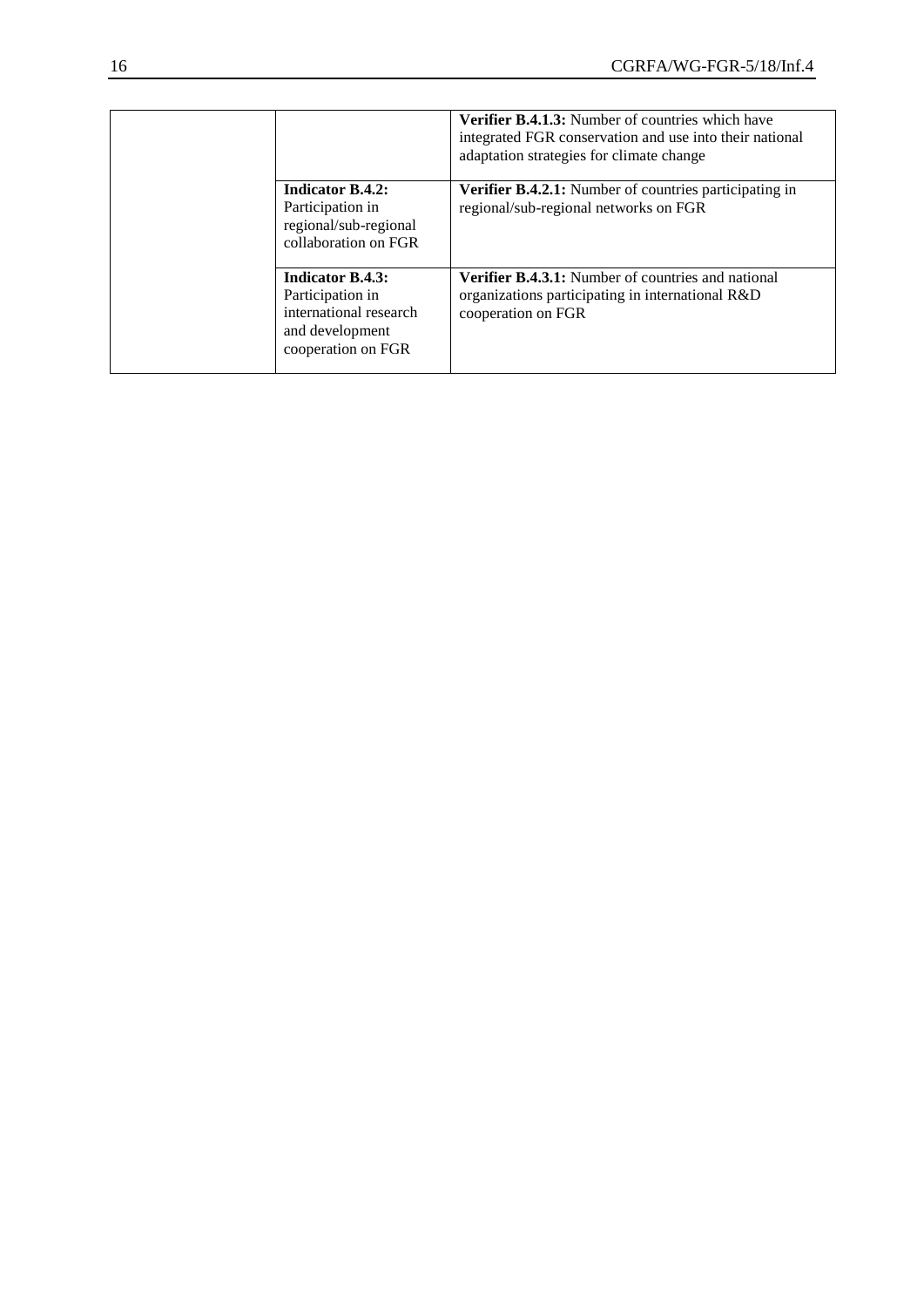| | | |
|---|---|---|
| | | **Verifier B.4.1.3:** Number of countries which have integrated FGR conservation and use into their national adaptation strategies for climate change |
| | **Indicator B.4.2:** Participation in regional/sub-regional collaboration on FGR | **Verifier B.4.2.1:** Number of countries participating in regional/sub-regional networks on FGR |
| | **Indicator B.4.3:** Participation in international research and development cooperation on FGR | **Verifier B.4.3.1:** Number of countries and national organizations participating in international R&D cooperation on FGR |